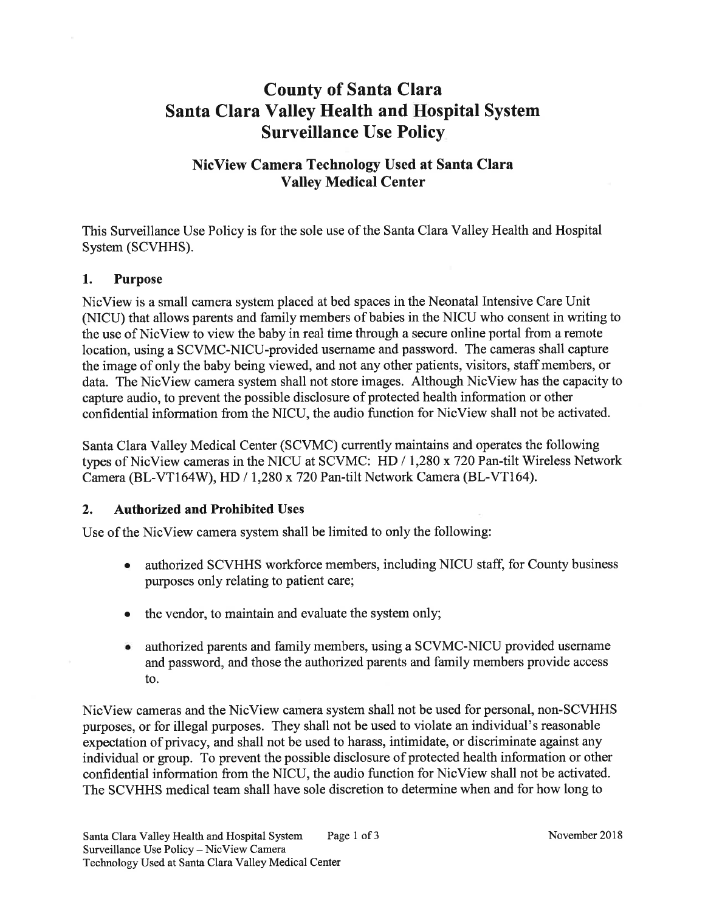# County of Santa Clara
# Santa Clara Valley Health and Hospital System
# Surveillance Use Policy

## NicView Camera Technology Used at Santa Clara Valley Medical Center

This Surveillance Use Policy is for the sole use of the Santa Clara Valley Health and Hospital System (SCVHHS).

### 1. Purpose

NicView is a small camera system placed at bed spaces in the Neonatal Intensive Care Unit (NICU) that allows parents and family members of babies in the NICU who consent in writing to the use of NicView to view the baby in real time through a secure online portal from a remote location, using a SCVMC-NICU-provided username and password. The cameras shall capture the image of only the baby being viewed, and not any other patients, visitors, staff members, or data. The NicView camera system shall not store images. Although NicView has the capacity to capture audio, to prevent the possible disclosure of protected health information or other confidential information from the NICU, the audio function for NicView shall not be activated.

Santa Clara Valley Medical Center (SCVMC) currently maintains and operates the following types of NicView cameras in the NICU at SCVMC: HD / 1,280 x 720 Pan-tilt Wireless Network Camera (BL-VT164W), HD / 1,280 x 720 Pan-tilt Network Camera (BL-VT164).

### 2. Authorized and Prohibited Uses

Use of the NicView camera system shall be limited to only the following:

- authorized SCVHHS workforce members, including NICU staff, for County business purposes only relating to patient care;
- the vendor, to maintain and evaluate the system only;
- authorized parents and family members, using a SCVMC-NICU provided username and password, and those the authorized parents and family members provide access to.

NicView cameras and the NicView camera system shall not be used for personal, non-SCVHHS purposes, or for illegal purposes. They shall not be used to violate an individual's reasonable expectation of privacy, and shall not be used to harass, intimidate, or discriminate against any individual or group. To prevent the possible disclosure of protected health information or other confidential information from the NICU, the audio function for NicView shall not be activated. The SCVHHS medical team shall have sole discretion to determine when and for how long to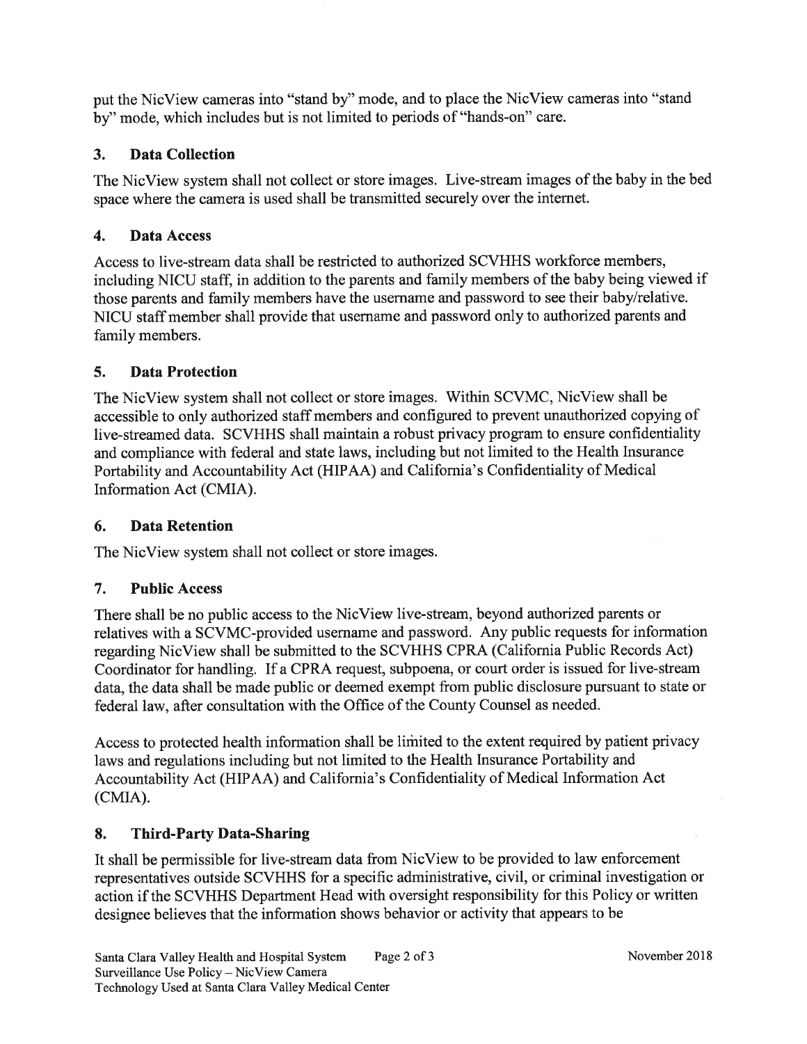put the NicView cameras into "stand by" mode, and to place the NicView cameras into "stand by" mode, which includes but is not limited to periods of "hands-on" care.

## 3. Data Collection

The NicView system shall not collect or store images. Live-stream images of the baby in the bed space where the camera is used shall be transmitted securely over the internet.

## 4. Data Access

Access to live-stream data shall be restricted to authorized SCVHHS workforce members, including NICU staff, in addition to the parents and family members of the baby being viewed if those parents and family members have the username and password to see their baby/relative. NICU staff member shall provide that username and password only to authorized parents and family members.

## 5. Data Protection

The NicView system shall not collect or store images. Within SCVMC, NicView shall be accessible to only authorized staff members and configured to prevent unauthorized copying of live-streamed data. SCVHHS shall maintain a robust privacy program to ensure confidentiality and compliance with federal and state laws, including but not limited to the Health Insurance Portability and Accountability Act (HIPAA) and California's Confidentiality of Medical Information Act (CMIA).

## 6. Data Retention

The NicView system shall not collect or store images.

## 7. Public Access

There shall be no public access to the NicView live-stream, beyond authorized parents or relatives with a SCVMC-provided username and password. Any public requests for information regarding NicView shall be submitted to the SCVHHS CPRA (California Public Records Act) Coordinator for handling. If a CPRA request, subpoena, or court order is issued for live-stream data, the data shall be made public or deemed exempt from public disclosure pursuant to state or federal law, after consultation with the Office of the County Counsel as needed.

Access to protected health information shall be limited to the extent required by patient privacy laws and regulations including but not limited to the Health Insurance Portability and Accountability Act (HIPAA) and California's Confidentiality of Medical Information Act (CMIA).

## 8. Third-Party Data-Sharing

It shall be permissible for live-stream data from NicView to be provided to law enforcement representatives outside SCVHHS for a specific administrative, civil, or criminal investigation or action if the SCVHHS Department Head with oversight responsibility for this Policy or written designee believes that the information shows behavior or activity that appears to be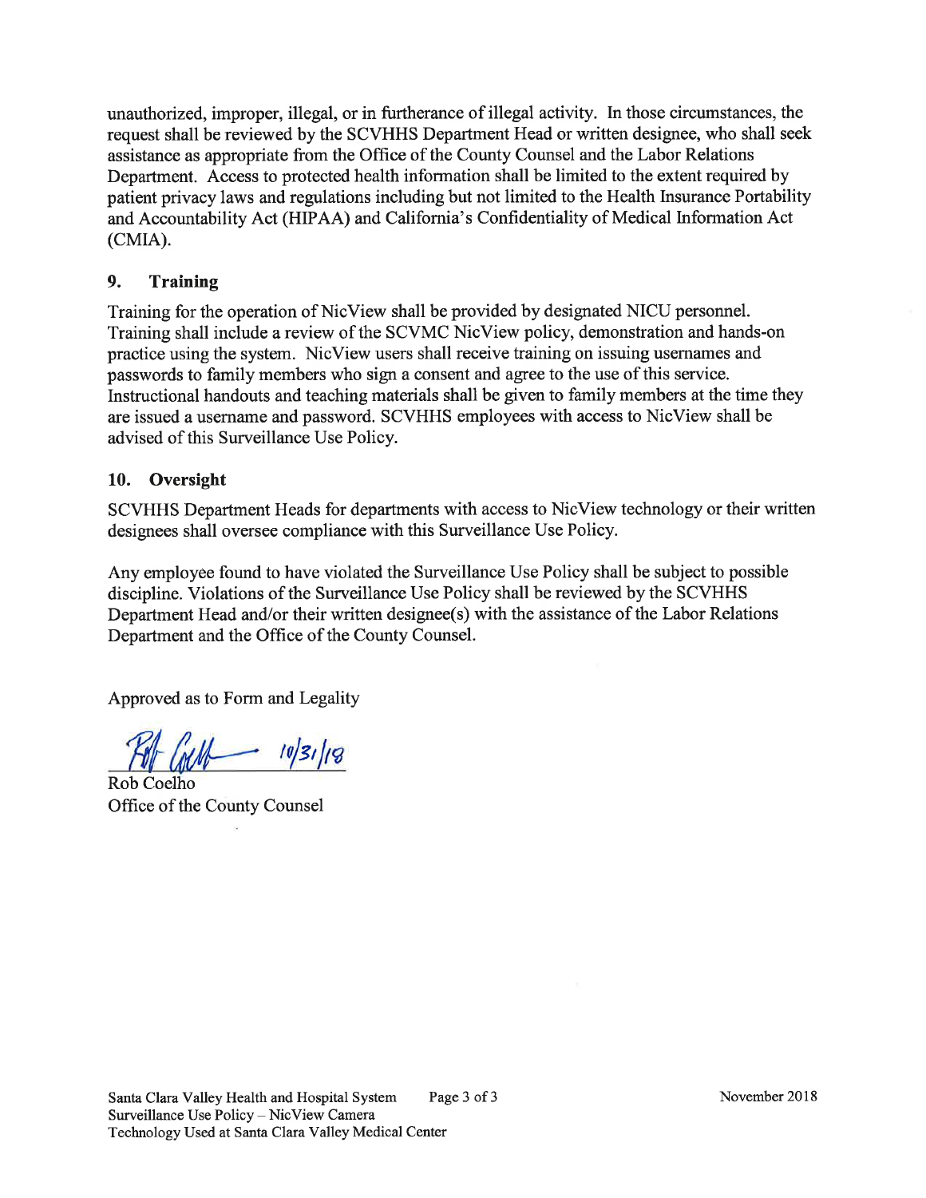unauthorized, improper, illegal, or in furtherance of illegal activity. In those circumstances, the request shall be reviewed by the SCVHHS Department Head or written designee, who shall seek assistance as appropriate from the Office of the County Counsel and the Labor Relations Department. Access to protected health information shall be limited to the extent required by patient privacy laws and regulations including but not limited to the Health Insurance Portability and Accountability Act (HIPAA) and California's Confidentiality of Medical Information Act (CMIA).

## 9. Training

Training for the operation of NicView shall be provided by designated NICU personnel. Training shall include a review of the SCVMC NicView policy, demonstration and hands-on practice using the system. NicView users shall receive training on issuing usernames and passwords to family members who sign a consent and agree to the use of this service. Instructional handouts and teaching materials shall be given to family members at the time they are issued a username and password. SCVHHS employees with access to NicView shall be advised of this Surveillance Use Policy.

## 10. Oversight

SCVHHS Department Heads for departments with access to NicView technology or their written designees shall oversee compliance with this Surveillance Use Policy.

Any employee found to have violated the Surveillance Use Policy shall be subject to possible discipline. Violations of the Surveillance Use Policy shall be reviewed by the SCVHHS Department Head and/or their written designee(s) with the assistance of the Labor Relations Department and the Office of the County Counsel.

Approved as to Form and Legality

10/31/18

Rob Coelho
Office of the County Counsel